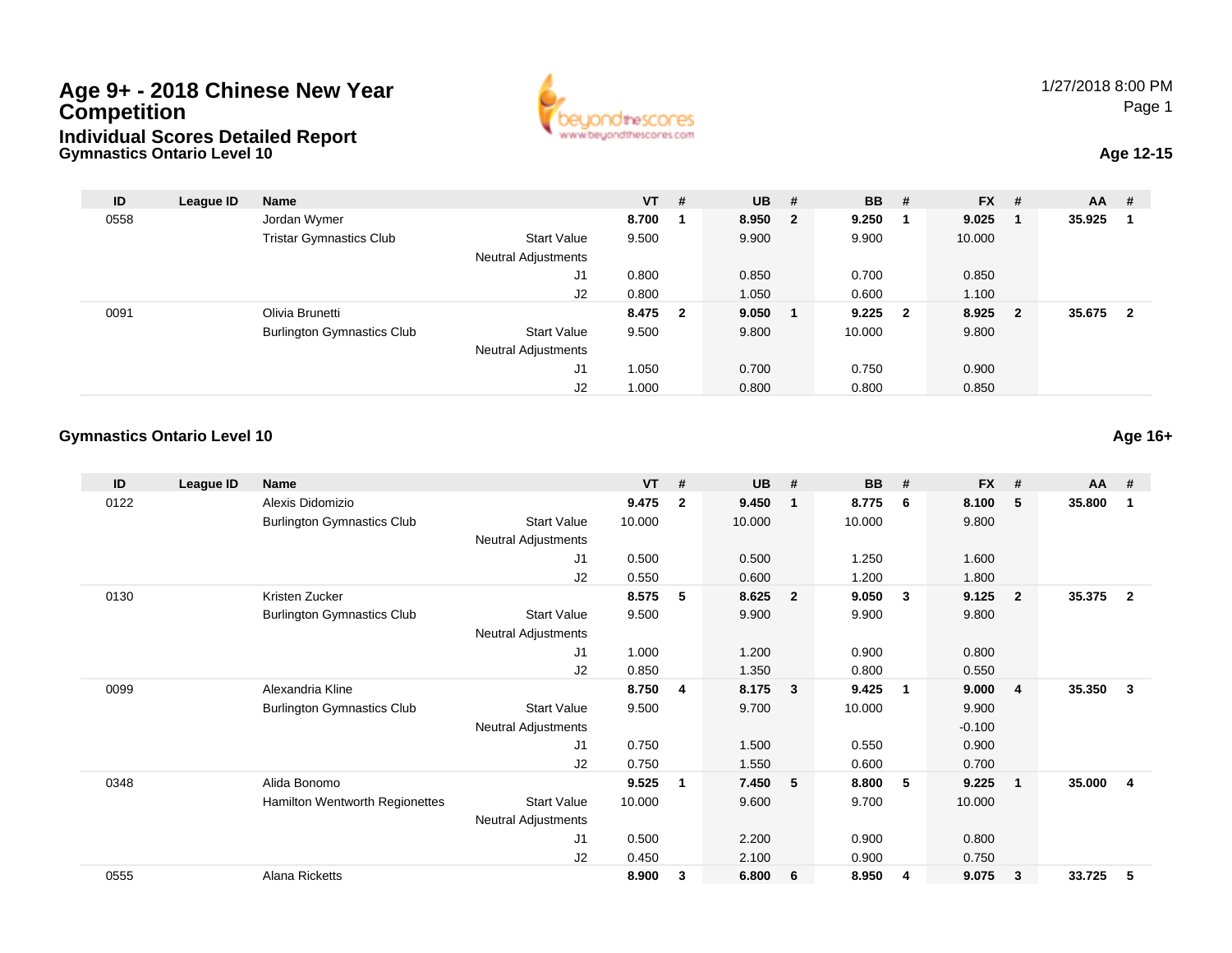# Age 9+ - 2018 Chinese New Year Competition

## Individual Scores Detailed Report

1/27/2018 8:00 PM

### Gymnastics Ontario Level 10

**Age 12-15**

| ID | League ID | Name | | VT | # | UB | # | BB | # | FX | # | AA | # |
|---|---|---|---|---|---|---|---|---|---|---|---|---|---|
| 0558 | | Jordan Wymer | | **8.700** | **1** | **8.950** | **2** | **9.250** | **1** | **9.025** | **1** | **35.925** | **1** |
| | | Tristar Gymnastics Club | Start Value | 9.500 | | 9.900 | | 9.900 | | 10.000 | | | |
| | | | Neutral Adjustments | | | | | | | | | | |
| | | | J1 | 0.800 | | 0.850 | | 0.700 | | 0.850 | | | |
| | | | J2 | 0.800 | | 1.050 | | 0.600 | | 1.100 | | | |
| 0091 | | Olivia Brunetti | | **8.475** | **2** | **9.050** | **1** | **9.225** | **2** | **8.925** | **2** | **35.675** | **2** |
| | | Burlington Gymnastics Club | Start Value | 9.500 | | 9.800 | | 10.000 | | 9.800 | | | |
| | | | Neutral Adjustments | | | | | | | | | | |
| | | | J1 | 1.050 | | 0.700 | | 0.750 | | 0.900 | | | |
| | | | J2 | 1.000 | | 0.800 | | 0.800 | | 0.850 | | | |

### Gymnastics Ontario Level 10

**Age 16+**

| ID | League ID | Name | | VT | # | UB | # | BB | # | FX | # | AA | # |
|---|---|---|---|---|---|---|---|---|---|---|---|---|---|
| 0122 | | Alexis Didomizio | | **9.475** | **2** | **9.450** | **1** | **8.775** | **6** | **8.100** | **5** | **35.800** | **1** |
| | | Burlington Gymnastics Club | Start Value | 10.000 | | 10.000 | | 10.000 | | 9.800 | | | |
| | | | Neutral Adjustments | | | | | | | | | | |
| | | | J1 | 0.500 | | 0.500 | | 1.250 | | 1.600 | | | |
| | | | J2 | 0.550 | | 0.600 | | 1.200 | | 1.800 | | | |
| 0130 | | Kristen Zucker | | **8.575** | **5** | **8.625** | **2** | **9.050** | **3** | **9.125** | **2** | **35.375** | **2** |
| | | Burlington Gymnastics Club | Start Value | 9.500 | | 9.900 | | 9.900 | | 9.800 | | | |
| | | | Neutral Adjustments | | | | | | | | | | |
| | | | J1 | 1.000 | | 1.200 | | 0.900 | | 0.800 | | | |
| | | | J2 | 0.850 | | 1.350 | | 0.800 | | 0.550 | | | |
| 0099 | | Alexandria Kline | | **8.750** | **4** | **8.175** | **3** | **9.425** | **1** | **9.000** | **4** | **35.350** | **3** |
| | | Burlington Gymnastics Club | Start Value | 9.500 | | 9.700 | | 10.000 | | 9.900 | | | |
| | | | Neutral Adjustments | | | | | | | -0.100 | | | |
| | | | J1 | 0.750 | | 1.500 | | 0.550 | | 0.900 | | | |
| | | | J2 | 0.750 | | 1.550 | | 0.600 | | 0.700 | | | |
| 0348 | | Alida Bonomo | | **9.525** | **1** | **7.450** | **5** | **8.800** | **5** | **9.225** | **1** | **35.000** | **4** |
| | | Hamilton Wentworth Regionettes | Start Value | 10.000 | | 9.600 | | 9.700 | | 10.000 | | | |
| | | | Neutral Adjustments | | | | | | | | | | |
| | | | J1 | 0.500 | | 2.200 | | 0.900 | | 0.800 | | | |
| | | | J2 | 0.450 | | 2.100 | | 0.900 | | 0.750 | | | |
| 0555 | | Alana Ricketts | | **8.900** | **3** | **6.800** | **6** | **8.950** | **4** | **9.075** | **3** | **33.725** | **5** |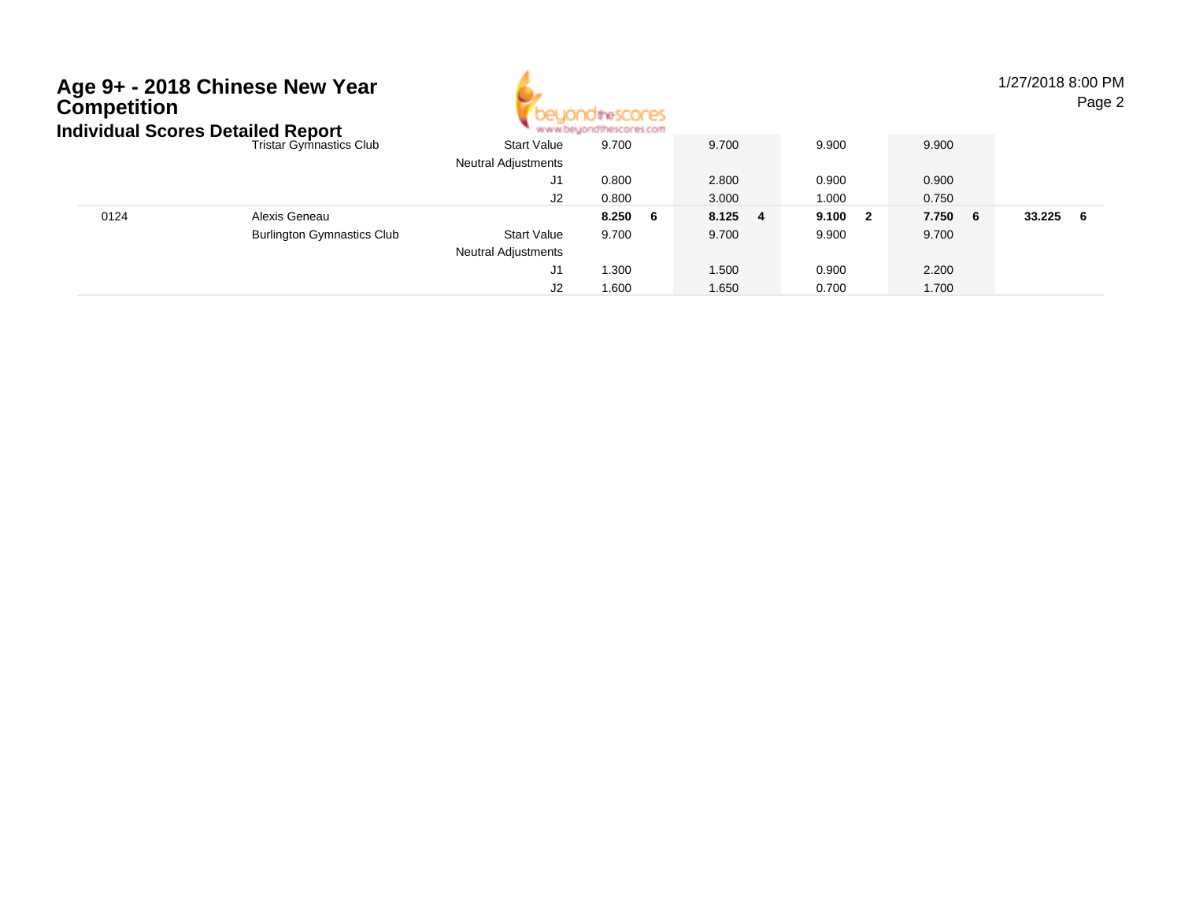# Age 9+ - 2018 Chinese New Year Competition

## Individual Scores Detailed Report

| | | | | | | | | | | | | |
|---|---|---|---|---|---|---|---|---|---|---|---|---|
| | Tristar Gymnastics Club | Start Value | 9.700 | | 9.700 | | 9.900 | | 9.900 | | | |
| | | Neutral Adjustments | | | | | | | | | | |
| | | J1 | 0.800 | | 2.800 | | 0.900 | | 0.900 | | | |
| | | J2 | 0.800 | | 3.000 | | 1.000 | | 0.750 | | | |
| 0124 | Alexis Geneau | | **8.250** | **6** | **8.125** | **4** | **9.100** | **2** | **7.750** | **6** | **33.225** | **6** |
| | Burlington Gymnastics Club | Start Value | 9.700 | | 9.700 | | 9.900 | | 9.700 | | | |
| | | Neutral Adjustments | | | | | | | | | | |
| | | J1 | 1.300 | | 1.500 | | 0.900 | | 2.200 | | | |
| | | J2 | 1.600 | | 1.650 | | 0.700 | | 1.700 | | | |